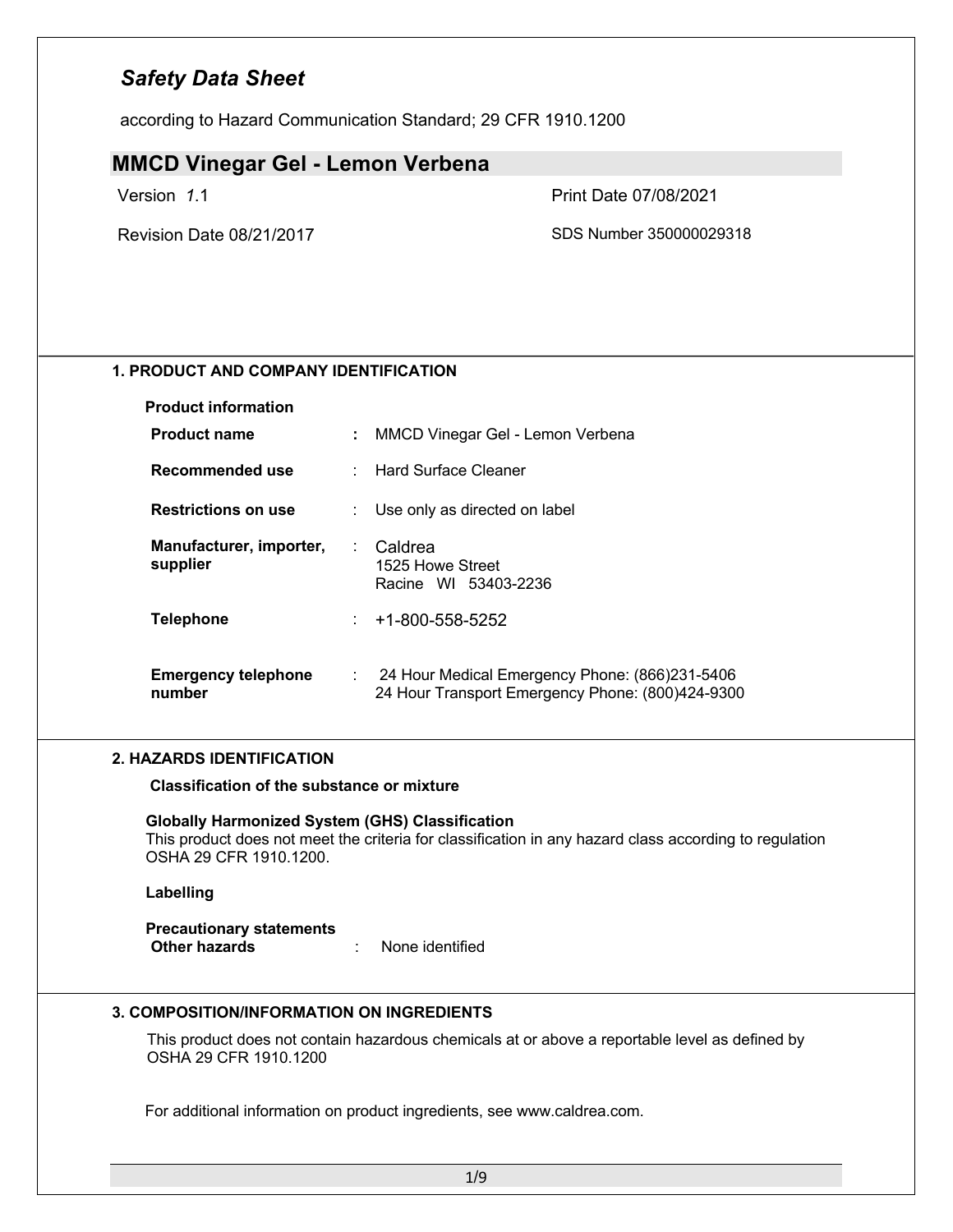# *Safety Data Sheet*

according to Hazard Communication Standard; 29 CFR 1910.1200

## MMCD Vinegar Gel - Lemon Verbena

Version *1*.1

Print Date 07/08/2021

Revision Date 08/21/2017

SDS Number 350000029318

### 1. PRODUCT AND COMPANY IDENTIFICATION

**Product information**

| | | |
|---|---|---|
| **Product name** | **:** | MMCD Vinegar Gel - Lemon Verbena |
| **Recommended use** | : | Hard Surface Cleaner |
| **Restrictions on use** | : | Use only as directed on label |
| **Manufacturer, importer, supplier** | : | Caldrea<br>1525 Howe Street<br>Racine WI 53403-2236 |
| **Telephone** | : | +1-800-558-5252 |
| **Emergency telephone number** | : | 24 Hour Medical Emergency Phone: (866)231-5406<br>24 Hour Transport Emergency Phone: (800)424-9300 |

### 2. HAZARDS IDENTIFICATION

**Classification of the substance or mixture**

**Globally Harmonized System (GHS) Classification**

This product does not meet the criteria for classification in any hazard class according to regulation OSHA 29 CFR 1910.1200.

**Labelling**

**Precautionary statements**

**Other hazards** : None identified

### 3. COMPOSITION/INFORMATION ON INGREDIENTS

This product does not contain hazardous chemicals at or above a reportable level as defined by OSHA 29 CFR 1910.1200

For additional information on product ingredients, see www.caldrea.com.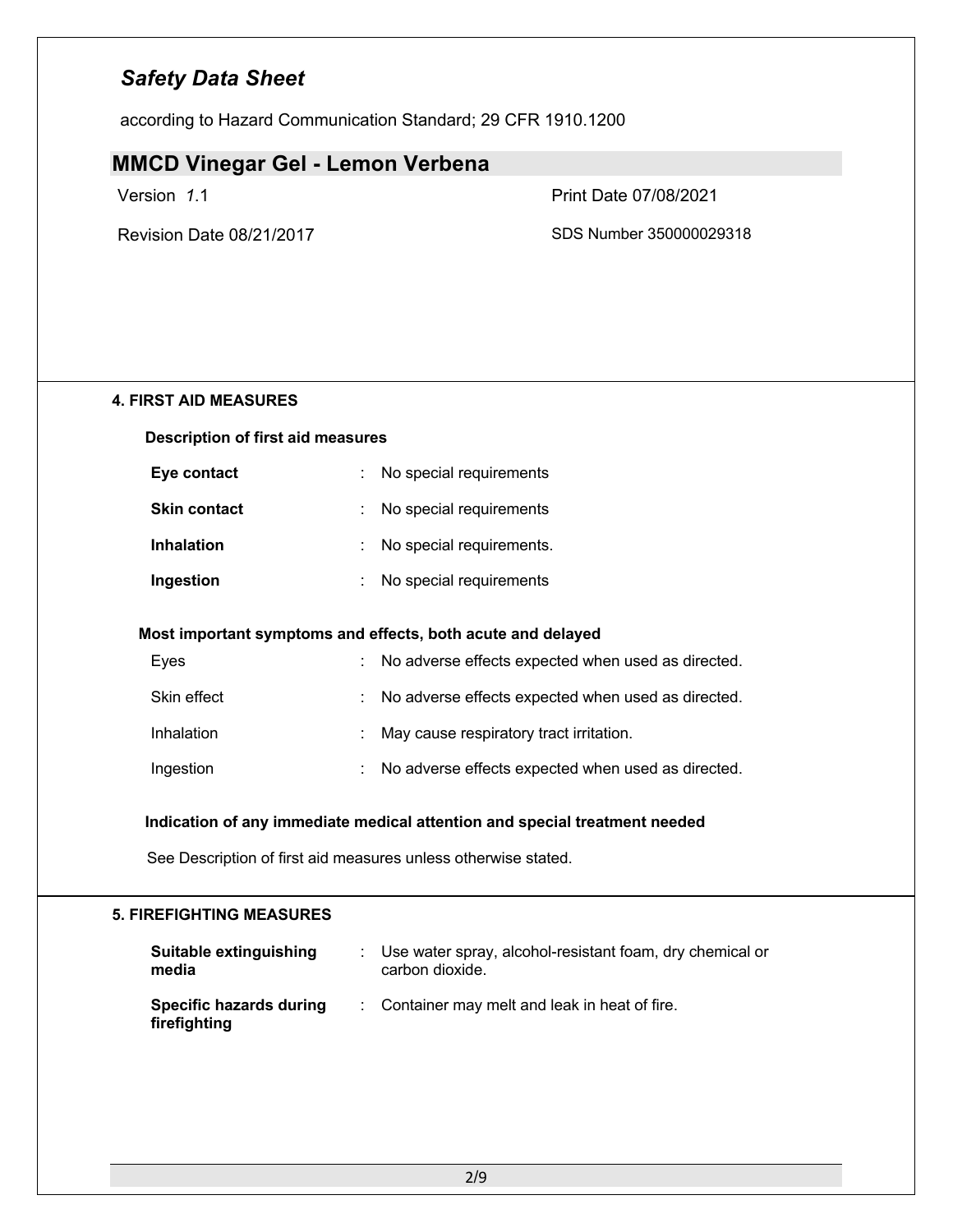# Safety Data Sheet

according to Hazard Communication Standard; 29 CFR 1910.1200

## MMCD Vinegar Gel - Lemon Verbena

Version *1*.1

Print Date 07/08/2021

Revision Date 08/21/2017

SDS Number 350000029318

### 4. FIRST AID MEASURES

**Description of first aid measures**

| | | |
|---|---|---|
| **Eye contact** | : | No special requirements |
| **Skin contact** | : | No special requirements |
| **Inhalation** | : | No special requirements. |
| **Ingestion** | : | No special requirements |

**Most important symptoms and effects, both acute and delayed**

| | | |
|---|---|---|
| Eyes | : | No adverse effects expected when used as directed. |
| Skin effect | : | No adverse effects expected when used as directed. |
| Inhalation | : | May cause respiratory tract irritation. |
| Ingestion | : | No adverse effects expected when used as directed. |

**Indication of any immediate medical attention and special treatment needed**

See Description of first aid measures unless otherwise stated.

### 5. FIREFIGHTING MEASURES

| | | |
|---|---|---|
| **Suitable extinguishing media** | : | Use water spray, alcohol-resistant foam, dry chemical or carbon dioxide. |
| **Specific hazards during firefighting** | : | Container may melt and leak in heat of fire. |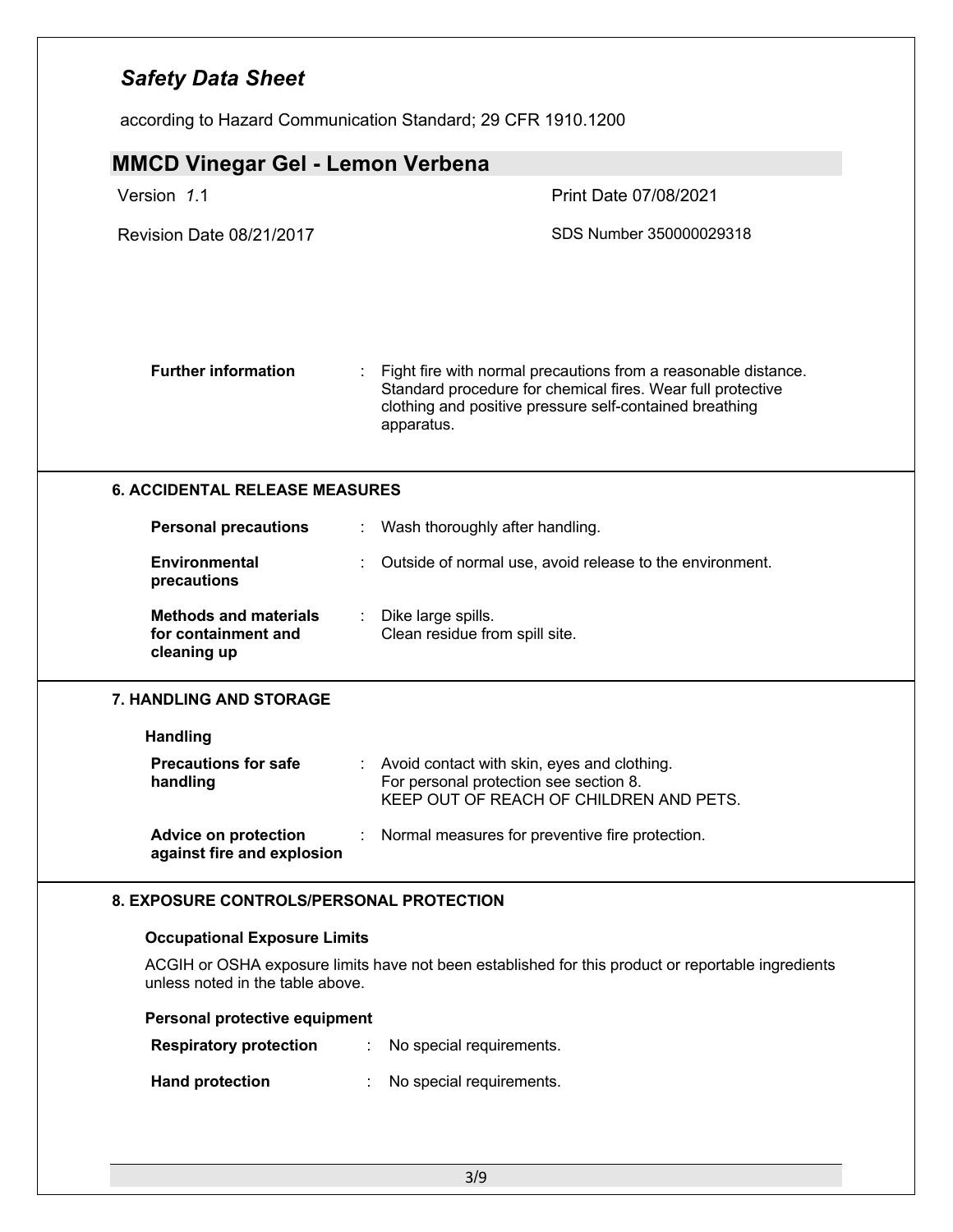**Further information** : Fight fire with normal precautions from a reasonable distance. Standard procedure for chemical fires. Wear full protective clothing and positive pressure self-contained breathing apparatus.

## 6. ACCIDENTAL RELEASE MEASURES

**Personal precautions** : Wash thoroughly after handling.

**Environmental precautions** : Outside of normal use, avoid release to the environment.

**Methods and materials for containment and cleaning up** : Dike large spills.
Clean residue from spill site.

## 7. HANDLING AND STORAGE

### Handling

**Precautions for safe handling** : Avoid contact with skin, eyes and clothing.
For personal protection see section 8.
KEEP OUT OF REACH OF CHILDREN AND PETS.

**Advice on protection against fire and explosion** : Normal measures for preventive fire protection.

## 8. EXPOSURE CONTROLS/PERSONAL PROTECTION

### Occupational Exposure Limits

ACGIH or OSHA exposure limits have not been established for this product or reportable ingredients unless noted in the table above.

### Personal protective equipment

**Respiratory protection** : No special requirements.

**Hand protection** : No special requirements.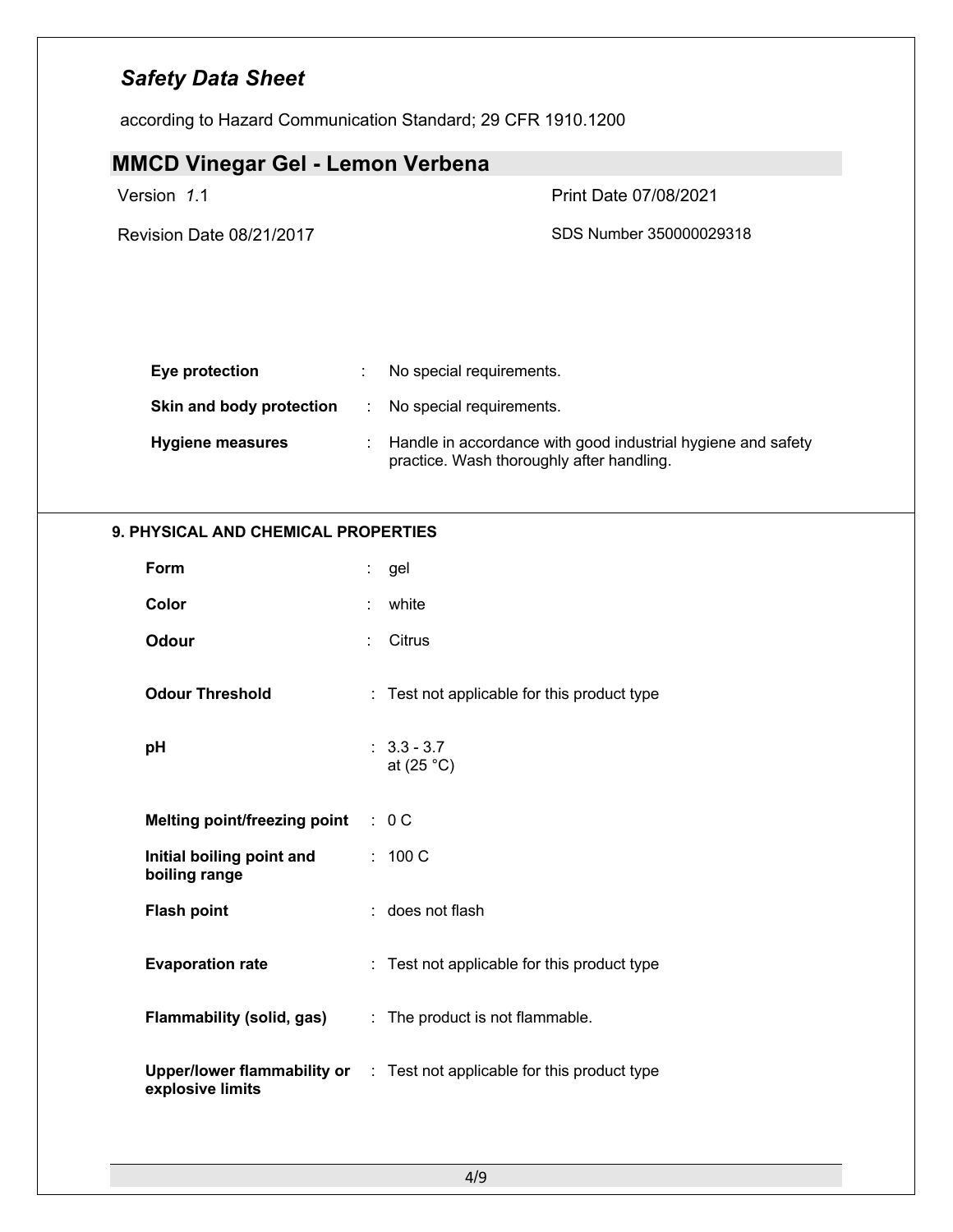| | | |
|---|---|---|
| **Eye protection** | : | No special requirements. |
| **Skin and body protection** | : | No special requirements. |
| **Hygiene measures** | : | Handle in accordance with good industrial hygiene and safety practice. Wash thoroughly after handling. |

## 9. PHYSICAL AND CHEMICAL PROPERTIES

| | | |
|---|---|---|
| **Form** | : | gel |
| **Color** | : | white |
| **Odour** | : | Citrus |
| **Odour Threshold** | : | Test not applicable for this product type |
| **pH** | : | 3.3 - 3.7 at (25 °C) |
| **Melting point/freezing point** | : | 0 C |
| **Initial boiling point and boiling range** | : | 100 C |
| **Flash point** | : | does not flash |
| **Evaporation rate** | : | Test not applicable for this product type |
| **Flammability (solid, gas)** | : | The product is not flammable. |
| **Upper/lower flammability or explosive limits** | : | Test not applicable for this product type |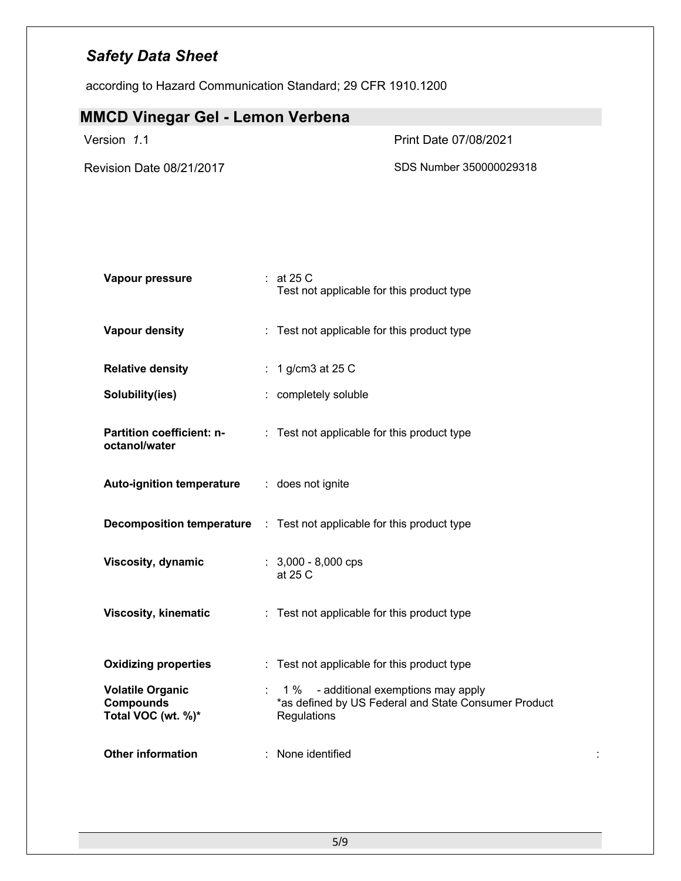| | |
|---|---|
| **Vapour pressure** | : at 25 C<br>Test not applicable for this product type |
| **Vapour density** | : Test not applicable for this product type |
| **Relative density** | : 1 g/cm3 at 25 C |
| **Solubility(ies)** | : completely soluble |
| **Partition coefficient: n-octanol/water** | : Test not applicable for this product type |
| **Auto-ignition temperature** | : does not ignite |
| **Decomposition temperature** | : Test not applicable for this product type |
| **Viscosity, dynamic** | : 3,000 - 8,000 cps<br>at 25 C |
| **Viscosity, kinematic** | : Test not applicable for this product type |
| **Oxidizing properties** | : Test not applicable for this product type |
| **Volatile Organic Compounds Total VOC (wt. %)*** | : 1 % - additional exemptions may apply<br>*as defined by US Federal and State Consumer Product Regulations |
| **Other information** | : None identified |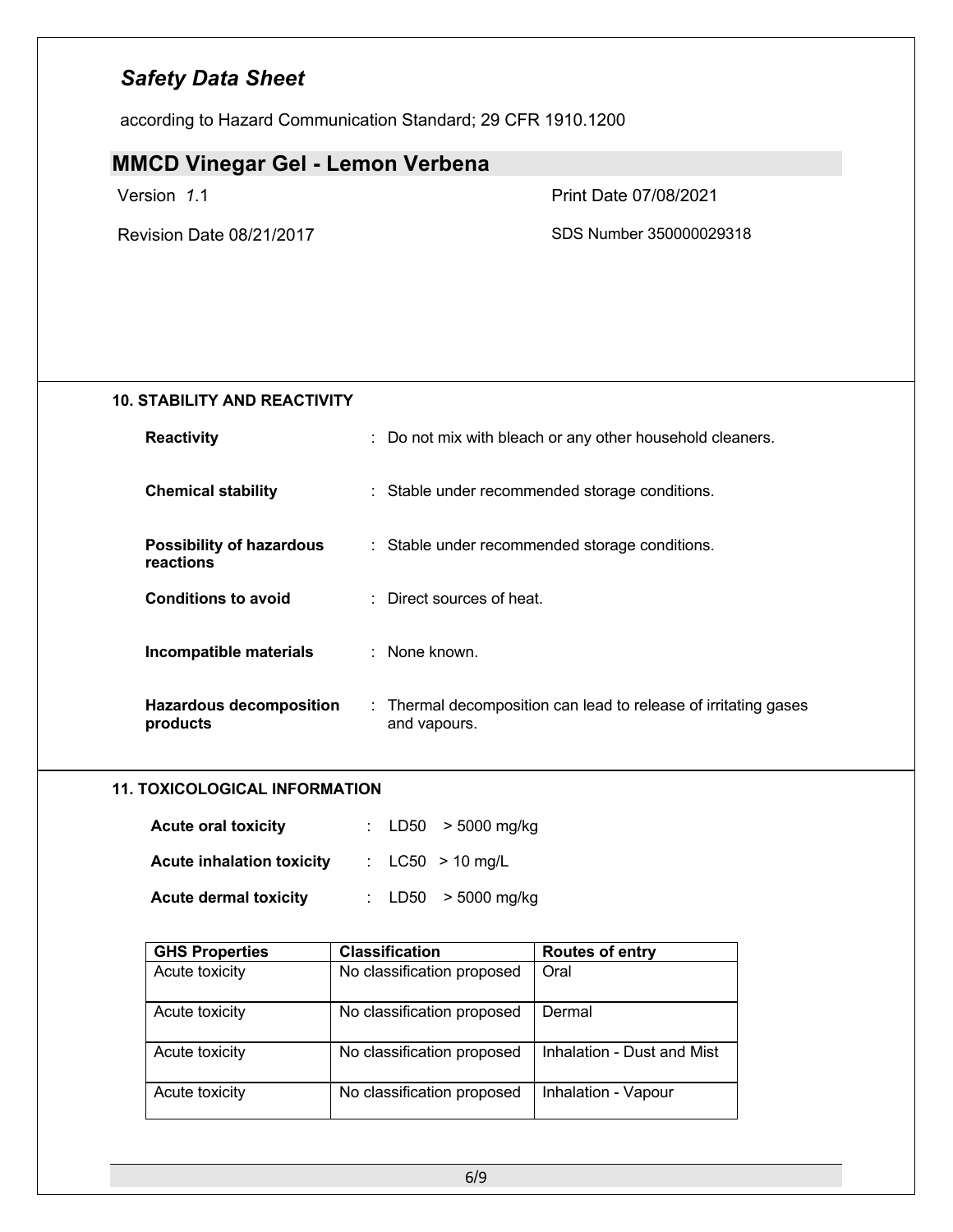## 10. STABILITY AND REACTIVITY

**Reactivity** : Do not mix with bleach or any other household cleaners.

**Chemical stability** : Stable under recommended storage conditions.

**Possibility of hazardous reactions** : Stable under recommended storage conditions.

**Conditions to avoid** : Direct sources of heat.

**Incompatible materials** : None known.

**Hazardous decomposition products** : Thermal decomposition can lead to release of irritating gases and vapours.

## 11. TOXICOLOGICAL INFORMATION

**Acute oral toxicity** : LD50 > 5000 mg/kg

**Acute inhalation toxicity** : LC50 > 10 mg/L

**Acute dermal toxicity** : LD50 > 5000 mg/kg

| GHS Properties | Classification | Routes of entry |
| --- | --- | --- |
| Acute toxicity | No classification proposed | Oral |
| Acute toxicity | No classification proposed | Dermal |
| Acute toxicity | No classification proposed | Inhalation - Dust and Mist |
| Acute toxicity | No classification proposed | Inhalation - Vapour |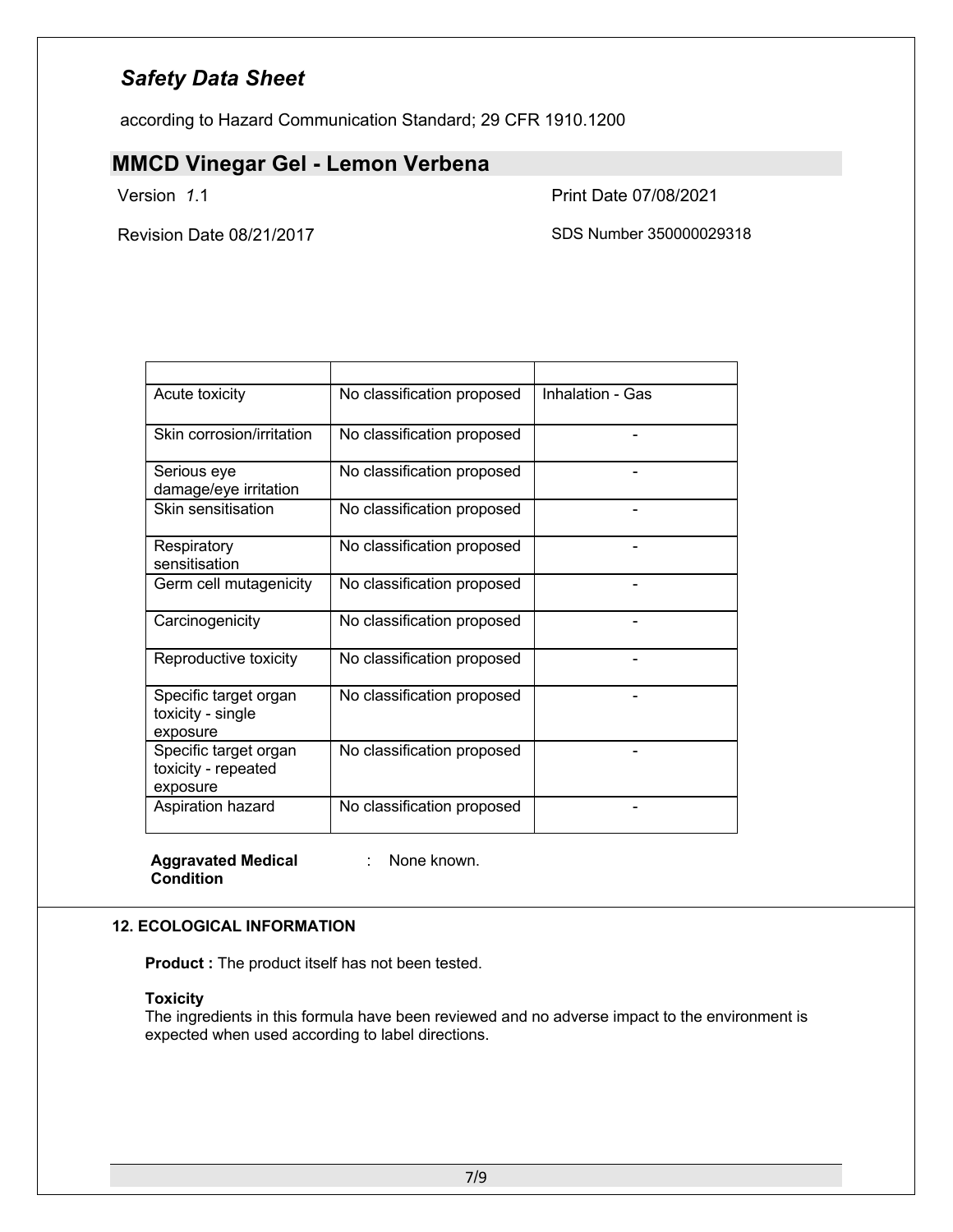| | | |
|---|---|---|
| Acute toxicity | No classification proposed | Inhalation - Gas |
| Skin corrosion/irritation | No classification proposed | - |
| Serious eye damage/eye irritation | No classification proposed | - |
| Skin sensitisation | No classification proposed | - |
| Respiratory sensitisation | No classification proposed | - |
| Germ cell mutagenicity | No classification proposed | - |
| Carcinogenicity | No classification proposed | - |
| Reproductive toxicity | No classification proposed | - |
| Specific target organ toxicity - single exposure | No classification proposed | - |
| Specific target organ toxicity - repeated exposure | No classification proposed | - |
| Aspiration hazard | No classification proposed | - |

**Aggravated Medical Condition** : None known.

### 12. ECOLOGICAL INFORMATION

**Product :** The product itself has not been tested.

**Toxicity**
The ingredients in this formula have been reviewed and no adverse impact to the environment is expected when used according to label directions.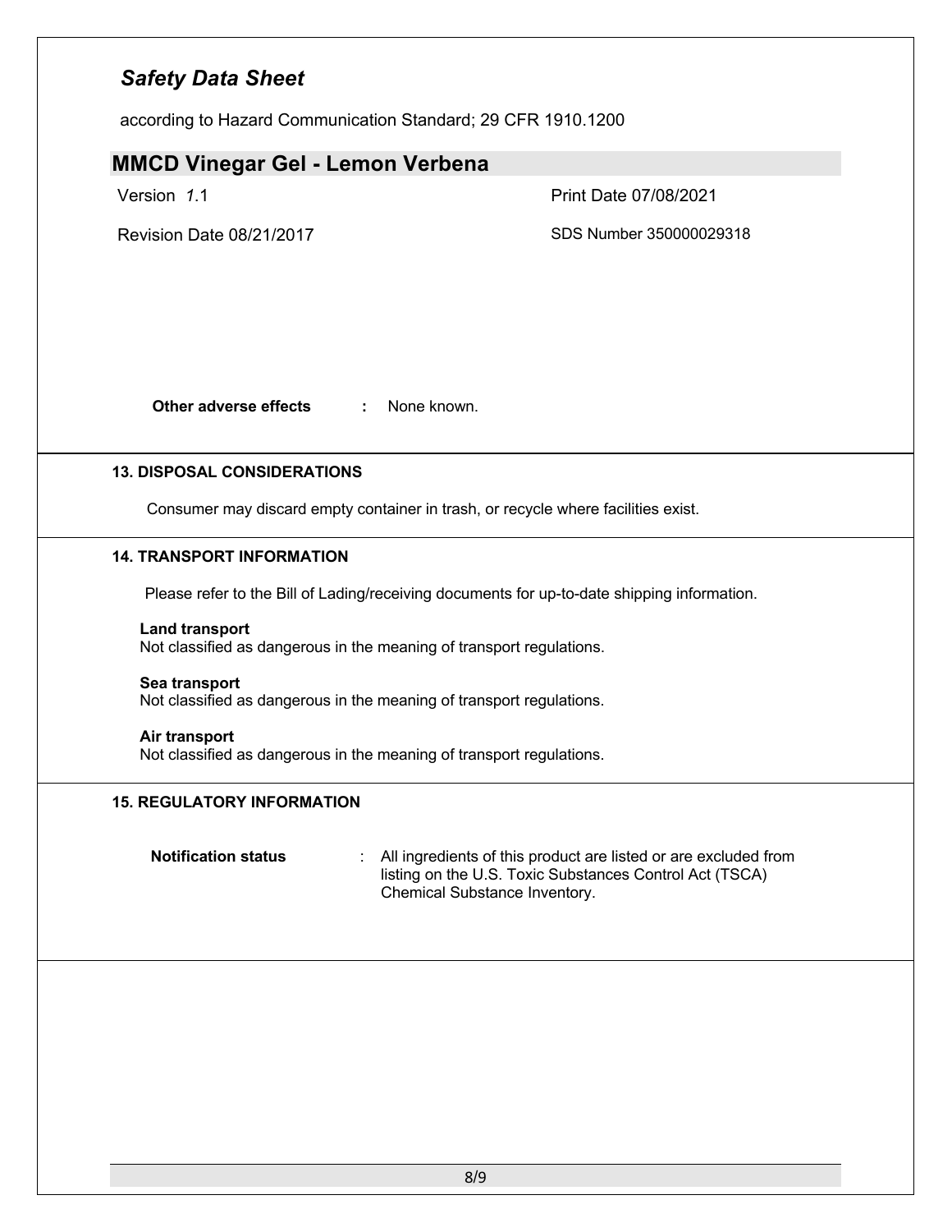**Other adverse effects** : None known.

## 13. DISPOSAL CONSIDERATIONS

Consumer may discard empty container in trash, or recycle where facilities exist.

## 14. TRANSPORT INFORMATION

Please refer to the Bill of Lading/receiving documents for up-to-date shipping information.

**Land transport**
Not classified as dangerous in the meaning of transport regulations.

**Sea transport**
Not classified as dangerous in the meaning of transport regulations.

**Air transport**
Not classified as dangerous in the meaning of transport regulations.

## 15. REGULATORY INFORMATION

**Notification status** : All ingredients of this product are listed or are excluded from listing on the U.S. Toxic Substances Control Act (TSCA) Chemical Substance Inventory.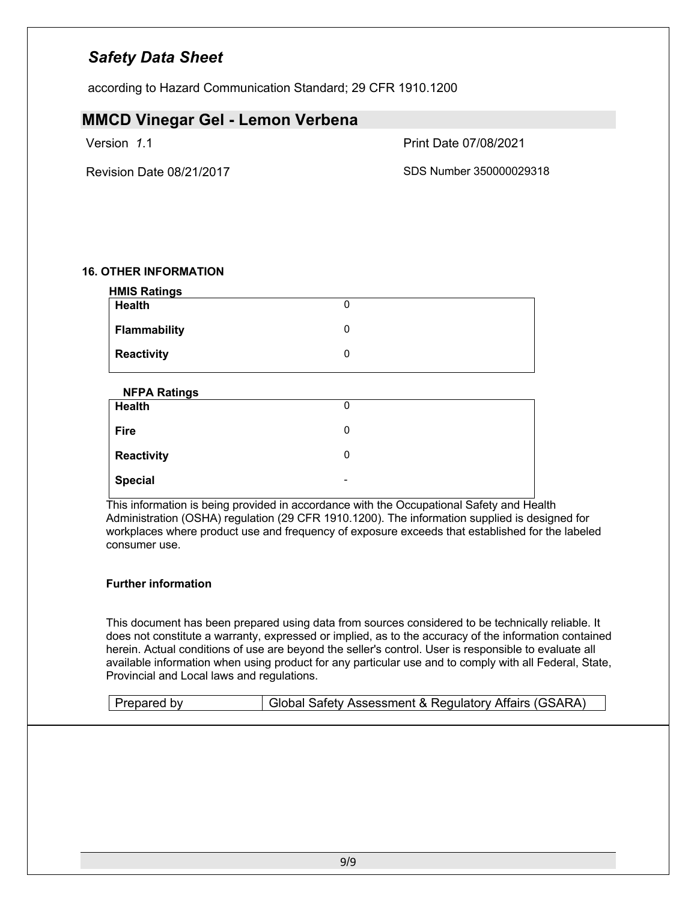## 16. OTHER INFORMATION

**HMIS Ratings**

| | |
|---|---|
| **Health** | 0 |
| **Flammability** | 0 |
| **Reactivity** | 0 |

**NFPA Ratings**

| | |
|---|---|
| **Health** | 0 |
| **Fire** | 0 |
| **Reactivity** | 0 |
| **Special** | - |

This information is being provided in accordance with the Occupational Safety and Health Administration (OSHA) regulation (29 CFR 1910.1200). The information supplied is designed for workplaces where product use and frequency of exposure exceeds that established for the labeled consumer use.

**Further information**

This document has been prepared using data from sources considered to be technically reliable. It does not constitute a warranty, expressed or implied, as to the accuracy of the information contained herein. Actual conditions of use are beyond the seller's control. User is responsible to evaluate all available information when using product for any particular use and to comply with all Federal, State, Provincial and Local laws and regulations.

| | |
|---|---|
| Prepared by | Global Safety Assessment & Regulatory Affairs (GSARA) |